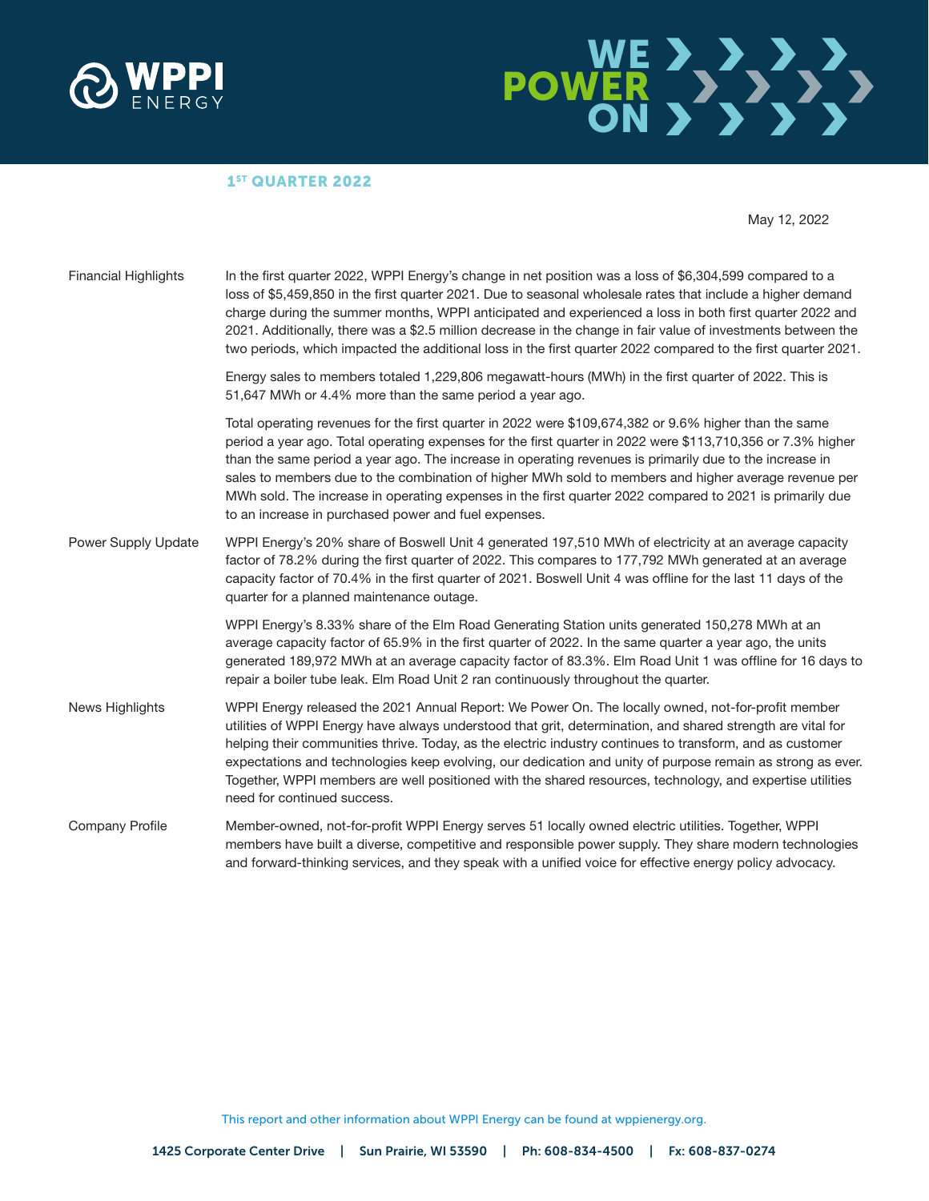# WPPI ENERGY

**WE POWER ON**

## 1ST QUARTER 2022

May 12, 2022

### Financial Highlights

In the first quarter 2022, WPPI Energy's change in net position was a loss of $6,304,599 compared to a loss of $5,459,850 in the first quarter 2021. Due to seasonal wholesale rates that include a higher demand charge during the summer months, WPPI anticipated and experienced a loss in both first quarter 2022 and 2021. Additionally, there was a $2.5 million decrease in the change in fair value of investments between the two periods, which impacted the additional loss in the first quarter 2022 compared to the first quarter 2021.

Energy sales to members totaled 1,229,806 megawatt-hours (MWh) in the first quarter of 2022. This is 51,647 MWh or 4.4% more than the same period a year ago.

Total operating revenues for the first quarter in 2022 were $109,674,382 or 9.6% higher than the same period a year ago. Total operating expenses for the first quarter in 2022 were $113,710,356 or 7.3% higher than the same period a year ago. The increase in operating revenues is primarily due to the increase in sales to members due to the combination of higher MWh sold to members and higher average revenue per MWh sold. The increase in operating expenses in the first quarter 2022 compared to 2021 is primarily due to an increase in purchased power and fuel expenses.

### Power Supply Update

WPPI Energy's 20% share of Boswell Unit 4 generated 197,510 MWh of electricity at an average capacity factor of 78.2% during the first quarter of 2022. This compares to 177,792 MWh generated at an average capacity factor of 70.4% in the first quarter of 2021. Boswell Unit 4 was offline for the last 11 days of the quarter for a planned maintenance outage.

WPPI Energy's 8.33% share of the Elm Road Generating Station units generated 150,278 MWh at an average capacity factor of 65.9% in the first quarter of 2022. In the same quarter a year ago, the units generated 189,972 MWh at an average capacity factor of 83.3%. Elm Road Unit 1 was offline for 16 days to repair a boiler tube leak. Elm Road Unit 2 ran continuously throughout the quarter.

### News Highlights

WPPI Energy released the 2021 Annual Report: We Power On. The locally owned, not-for-profit member utilities of WPPI Energy have always understood that grit, determination, and shared strength are vital for helping their communities thrive. Today, as the electric industry continues to transform, and as customer expectations and technologies keep evolving, our dedication and unity of purpose remain as strong as ever. Together, WPPI members are well positioned with the shared resources, technology, and expertise utilities need for continued success.

### Company Profile

Member-owned, not-for-profit WPPI Energy serves 51 locally owned electric utilities. Together, WPPI members have built a diverse, competitive and responsible power supply. They share modern technologies and forward-thinking services, and they speak with a unified voice for effective energy policy advocacy.

This report and other information about WPPI Energy can be found at wppienergy.org.

1425 Corporate Center Drive | Sun Prairie, WI 53590 | Ph: 608-834-4500 | Fx: 608-837-0274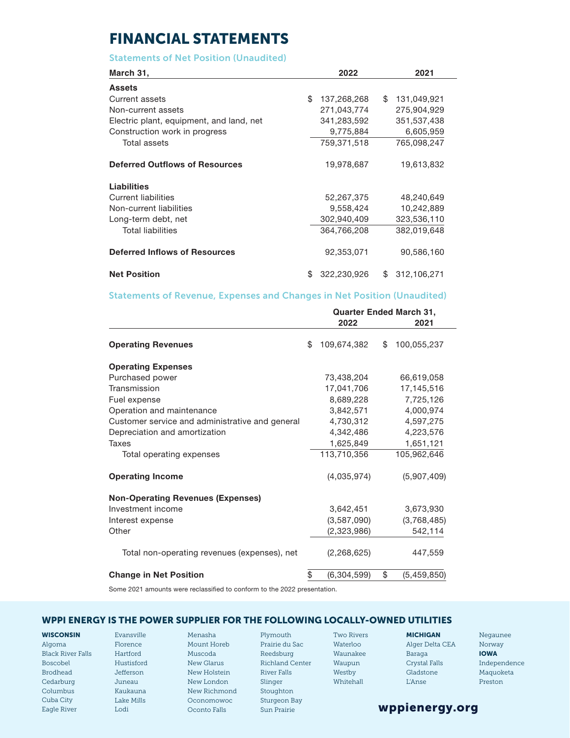# FINANCIAL STATEMENTS

## Statements of Net Position (Unaudited)

| March 31, | 2022 | 2021 |
|---|---|---|
| **Assets** | | |
| Current assets | $ 137,268,268 | $ 131,049,921 |
| Non-current assets | 271,043,774 | 275,904,929 |
| Electric plant, equipment, and land, net | 341,283,592 | 351,537,438 |
| Construction work in progress | 9,775,884 | 6,605,959 |
| Total assets | 759,371,518 | 765,098,247 |
| **Deferred Outflows of Resources** | 19,978,687 | 19,613,832 |
| **Liabilities** | | |
| Current liabilities | 52,267,375 | 48,240,649 |
| Non-current liabilities | 9,558,424 | 10,242,889 |
| Long-term debt, net | 302,940,409 | 323,536,110 |
| Total liabilities | 364,766,208 | 382,019,648 |
| **Deferred Inflows of Resources** | 92,353,071 | 90,586,160 |
| **Net Position** | $ 322,230,926 | $ 312,106,271 |

## Statements of Revenue, Expenses and Changes in Net Position (Unaudited)

| | Quarter Ended March 31, | |
|---|---|---|
| | 2022 | 2021 |
| **Operating Revenues** | $ 109,674,382 | $ 100,055,237 |
| **Operating Expenses** | | |
| Purchased power | 73,438,204 | 66,619,058 |
| Transmission | 17,041,706 | 17,145,516 |
| Fuel expense | 8,689,228 | 7,725,126 |
| Operation and maintenance | 3,842,571 | 4,000,974 |
| Customer service and administrative and general | 4,730,312 | 4,597,275 |
| Depreciation and amortization | 4,342,486 | 4,223,576 |
| Taxes | 1,625,849 | 1,651,121 |
| Total operating expenses | 113,710,356 | 105,962,646 |
| **Operating Income** | (4,035,974) | (5,907,409) |
| **Non-Operating Revenues (Expenses)** | | |
| Investment income | 3,642,451 | 3,673,930 |
| Interest expense | (3,587,090) | (3,768,485) |
| Other | (2,323,986) | 542,114 |
| Total non-operating revenues (expenses), net | (2,268,625) | 447,559 |
| **Change in Net Position** | $ (6,304,599) | $ (5,459,850) |

Some 2021 amounts were reclassified to conform to the 2022 presentation.

## WPPI ENERGY IS THE POWER SUPPLIER FOR THE FOLLOWING LOCALLY-OWNED UTILITIES

**WISCONSIN**
Algoma
Black River Falls
Boscobel
Brodhead
Cedarburg
Columbus
Cuba City
Eagle River
Evansville
Florence
Hartford
Hustisford
Jefferson
Juneau
Kaukauna
Lake Mills
Lodi
Menasha
Mount Horeb
Muscoda
New Glarus
New Holstein
New London
New Richmond
Oconomowoc
Oconto Falls
Plymouth
Prairie du Sac
Reedsburg
Richland Center
River Falls
Slinger
Stoughton
Sturgeon Bay
Sun Prairie
Two Rivers
Waterloo
Waunakee
Waupun
Westby
Whitehall

**MICHIGAN**
Alger Delta CEA
Baraga
Crystal Falls
Gladstone
L'Anse
Negaunee
Norway

**IOWA**
Independence
Maquoketa
Preston

**wppienergy.org**